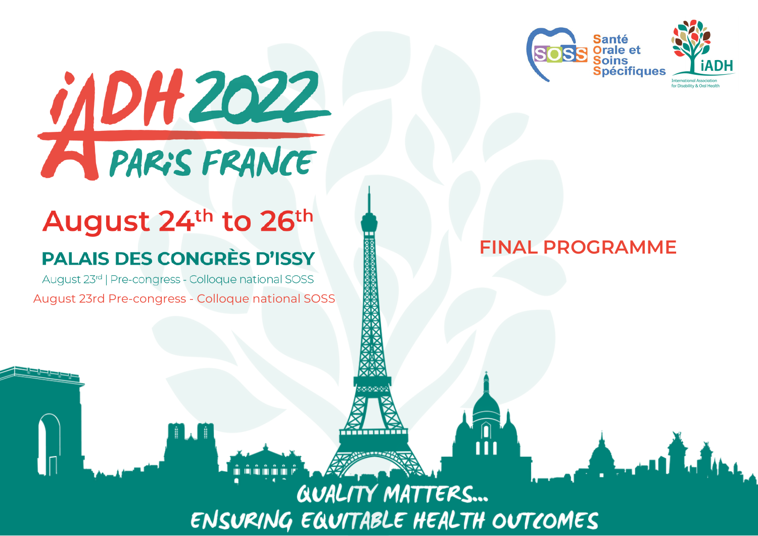Santé
Orale et
Soins
Spécifiques

iADH
International Association for Disability & Oral Health

# iADH 2022 PARiS FRANCE

## August 24th to 26th

### PALAIS DES CONGRÈS D'ISSY

August 23rd | Pre-congress - Colloque national SOSS

August 23rd Pre-congress - Colloque national SOSS

## FINAL PROGRAMME

QUALITY MATTERS...
ENSURING EQUITABLE HEALTH OUTCOMES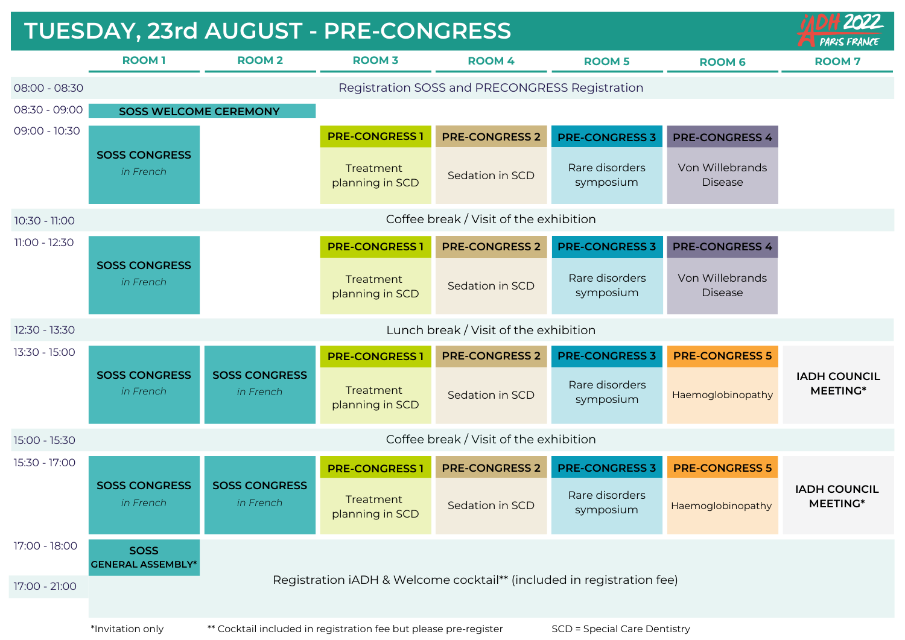# TUESDAY, 23rd AUGUST - PRE-CONGRESS

iADH 2022 PARIS FRANCE

| | ROOM 1 | ROOM 2 | ROOM 3 | ROOM 4 | ROOM 5 | ROOM 6 | ROOM 7 |
|---|---|---|---|---|---|---|---|
| 08:00 - 08:30 | Registration SOSS and PRECONGRESS Registration | | | | | | |
| 08:30 - 09:00 | SOSS WELCOME CEREMONY | | | | | | |
| 09:00 - 10:30 | **SOSS CONGRESS** *in French* | | **PRE-CONGRESS 1** Treatment planning in SCD | **PRE-CONGRESS 2** Sedation in SCD | **PRE-CONGRESS 3** Rare disorders symposium | **PRE-CONGRESS 4** Von Willebrands Disease | |
| 10:30 - 11:00 | Coffee break / Visit of the exhibition | | | | | | |
| 11:00 - 12:30 | **SOSS CONGRESS** *in French* | | **PRE-CONGRESS 1** Treatment planning in SCD | **PRE-CONGRESS 2** Sedation in SCD | **PRE-CONGRESS 3** Rare disorders symposium | **PRE-CONGRESS 4** Von Willebrands Disease | |
| 12:30 - 13:30 | Lunch break / Visit of the exhibition | | | | | | |
| 13:30 - 15:00 | **SOSS CONGRESS** *in French* | **SOSS CONGRESS** *in French* | **PRE-CONGRESS 1** Treatment planning in SCD | **PRE-CONGRESS 2** Sedation in SCD | **PRE-CONGRESS 3** Rare disorders symposium | **PRE-CONGRESS 5** Haemoglobinopathy | **IADH COUNCIL MEETING*** |
| 15:00 - 15:30 | Coffee break / Visit of the exhibition | | | | | | |
| 15:30 - 17:00 | **SOSS CONGRESS** *in French* | **SOSS CONGRESS** *in French* | **PRE-CONGRESS 1** Treatment planning in SCD | **PRE-CONGRESS 2** Sedation in SCD | **PRE-CONGRESS 3** Rare disorders symposium | **PRE-CONGRESS 5** Haemoglobinopathy | **IADH COUNCIL MEETING*** |
| 17:00 - 18:00 | **SOSS GENERAL ASSEMBLY*** | Registration iADH & Welcome cocktail** (included in registration fee) | | | | | |
| 17:00 - 21:00 | Registration iADH & Welcome cocktail** (included in registration fee) | | | | | | |

*Invitation only

** Cocktail included in registration fee but please pre-register

SCD = Special Care Dentistry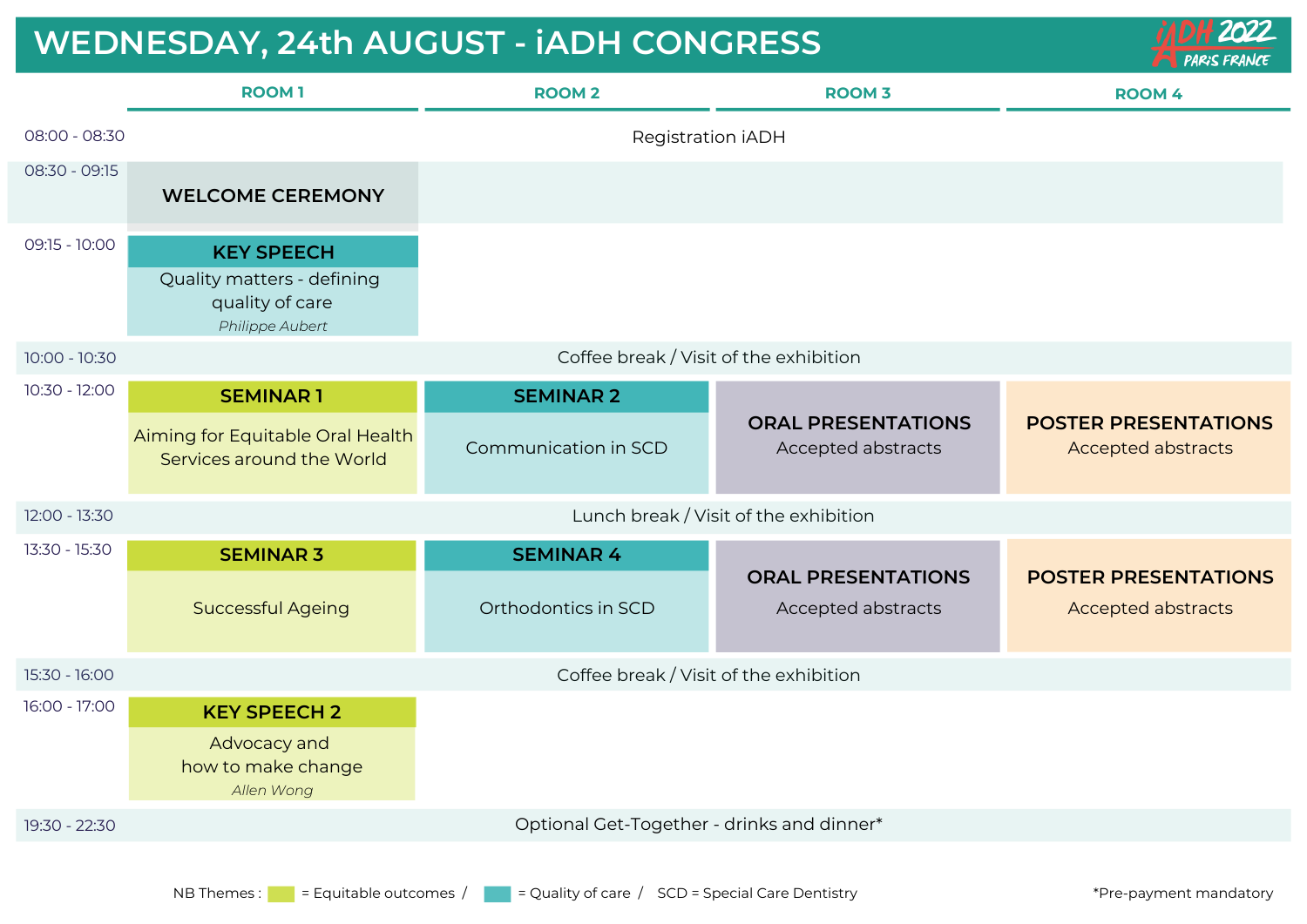# WEDNESDAY, 24th AUGUST - iADH CONGRESS

iADH 2022 PARIS FRANCE

| | ROOM 1 | ROOM 2 | ROOM 3 | ROOM 4 |
|---|---|---|---|---|
| 08:00 - 08:30 | Registration iADH | | | |
| 08:30 - 09:15 | **WELCOME CEREMONY** | | | |
| 09:15 - 10:00 | **KEY SPEECH** Quality matters - defining quality of care *Philippe Aubert* | | | |
| 10:00 - 10:30 | Coffee break / Visit of the exhibition | | | |
| 10:30 - 12:00 | **SEMINAR 1** Aiming for Equitable Oral Health Services around the World | **SEMINAR 2** Communication in SCD | **ORAL PRESENTATIONS** Accepted abstracts | **POSTER PRESENTATIONS** Accepted abstracts |
| 12:00 - 13:30 | Lunch break / Visit of the exhibition | | | |
| 13:30 - 15:30 | **SEMINAR 3** Successful Ageing | **SEMINAR 4** Orthodontics in SCD | **ORAL PRESENTATIONS** Accepted abstracts | **POSTER PRESENTATIONS** Accepted abstracts |
| 15:30 - 16:00 | Coffee break / Visit of the exhibition | | | |
| 16:00 - 17:00 | **KEY SPEECH 2** Advocacy and how to make change *Allen Wong* | | | |
| 19:30 - 22:30 | Optional Get-Together - drinks and dinner* | | | |

NB Themes : (green) = Equitable outcomes / (teal) = Quality of care / SCD = Special Care Dentistry

*Pre-payment mandatory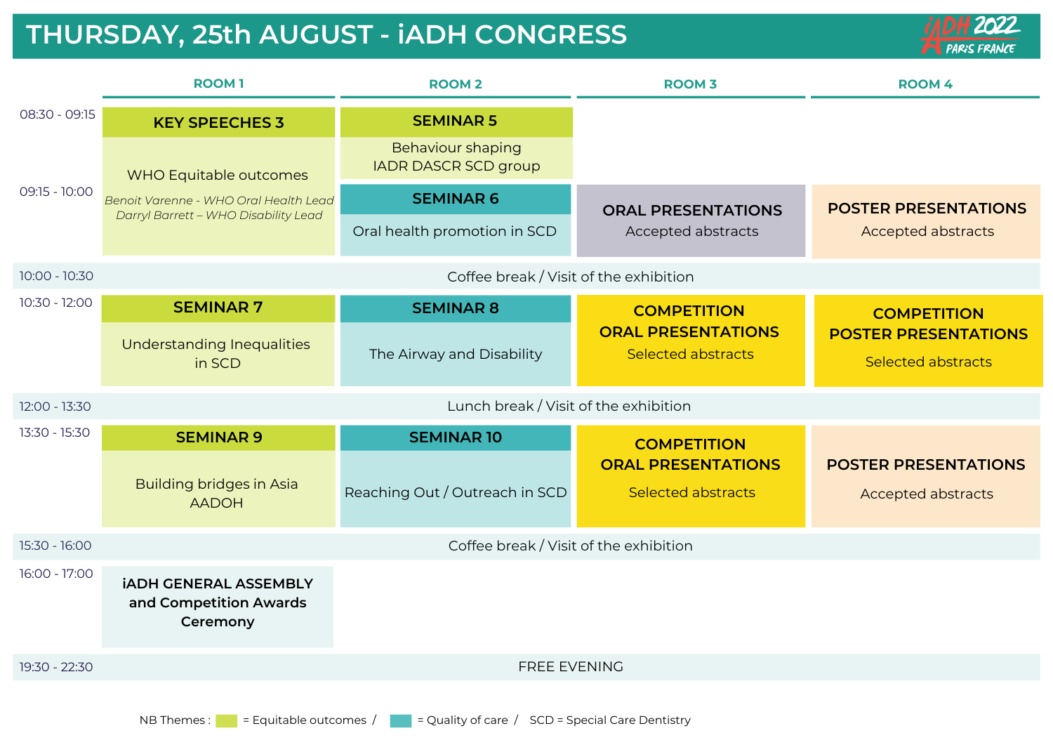# THURSDAY, 25th AUGUST - iADH CONGRESS

iADH 2022 PARIS FRANCE

| Time | ROOM 1 | ROOM 2 | ROOM 3 | ROOM 4 |
|---|---|---|---|---|
| 08:30 - 09:15 | **KEY SPEECHES 3**<br>WHO Equitable outcomes<br>*Benoit Varenne - WHO Oral Health Lead*<br>*Darryl Barrett – WHO Disability Lead* | **SEMINAR 5**<br>Behaviour shaping<br>IADR DASCR SCD group | | |
| 09:15 - 10:00 | | **SEMINAR 6**<br>Oral health promotion in SCD | **ORAL PRESENTATIONS**<br>Accepted abstracts | **POSTER PRESENTATIONS**<br>Accepted abstracts |
| 10:00 - 10:30 | Coffee break / Visit of the exhibition | | | |
| 10:30 - 12:00 | **SEMINAR 7**<br>Understanding Inequalities in SCD | **SEMINAR 8**<br>The Airway and Disability | **COMPETITION ORAL PRESENTATIONS**<br>Selected abstracts | **COMPETITION POSTER PRESENTATIONS**<br>Selected abstracts |
| 12:00 - 13:30 | Lunch break / Visit of the exhibition | | | |
| 13:30 - 15:30 | **SEMINAR 9**<br>Building bridges in Asia<br>AADOH | **SEMINAR 10**<br>Reaching Out / Outreach in SCD | **COMPETITION ORAL PRESENTATIONS**<br>Selected abstracts | **POSTER PRESENTATIONS**<br>Accepted abstracts |
| 15:30 - 16:00 | Coffee break / Visit of the exhibition | | | |
| 16:00 - 17:00 | **iADH GENERAL ASSEMBLY and Competition Awards Ceremony** | | | |
| 19:30 - 22:30 | FREE EVENING | | | |

NB Themes : (light green) = Equitable outcomes / (teal) = Quality of care / SCD = Special Care Dentistry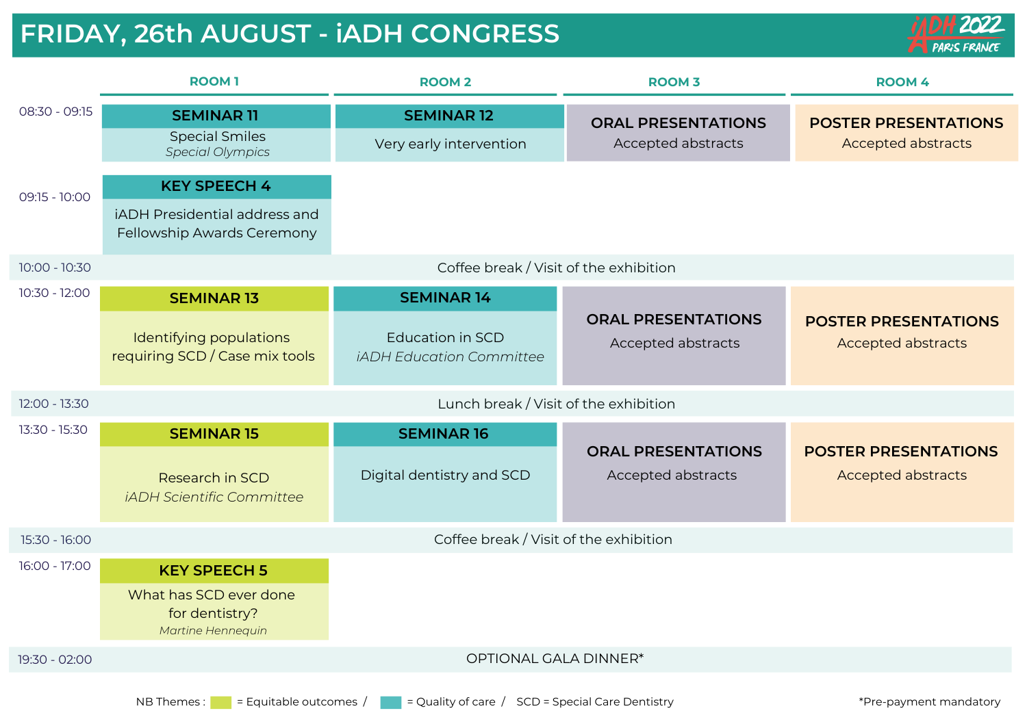# FRIDAY, 26th AUGUST - iADH CONGRESS

iADH 2022 PARIS FRANCE

| | ROOM 1 | ROOM 2 | ROOM 3 | ROOM 4 |
|---|---|---|---|---|
| 08:30 - 09:15 | **SEMINAR 11** Special Smiles *Special Olympics* | **SEMINAR 12** Very early intervention | **ORAL PRESENTATIONS** Accepted abstracts | **POSTER PRESENTATIONS** Accepted abstracts |
| 09:15 - 10:00 | **KEY SPEECH 4** iADH Presidential address and Fellowship Awards Ceremony | | | |
| 10:00 - 10:30 | Coffee break / Visit of the exhibition | | | |
| 10:30 - 12:00 | **SEMINAR 13** Identifying populations requiring SCD / Case mix tools | **SEMINAR 14** Education in SCD *iADH Education Committee* | **ORAL PRESENTATIONS** Accepted abstracts | **POSTER PRESENTATIONS** Accepted abstracts |
| 12:00 - 13:30 | Lunch break / Visit of the exhibition | | | |
| 13:30 - 15:30 | **SEMINAR 15** Research in SCD *iADH Scientific Committee* | **SEMINAR 16** Digital dentistry and SCD | **ORAL PRESENTATIONS** Accepted abstracts | **POSTER PRESENTATIONS** Accepted abstracts |
| 15:30 - 16:00 | Coffee break / Visit of the exhibition | | | |
| 16:00 - 17:00 | **KEY SPEECH 5** What has SCD ever done for dentistry? *Martine Hennequin* | | | |
| 19:30 - 02:00 | OPTIONAL GALA DINNER* | | | |

NB Themes : [yellow-green] = Equitable outcomes / [teal] = Quality of care / SCD = Special Care Dentistry

*Pre-payment mandatory